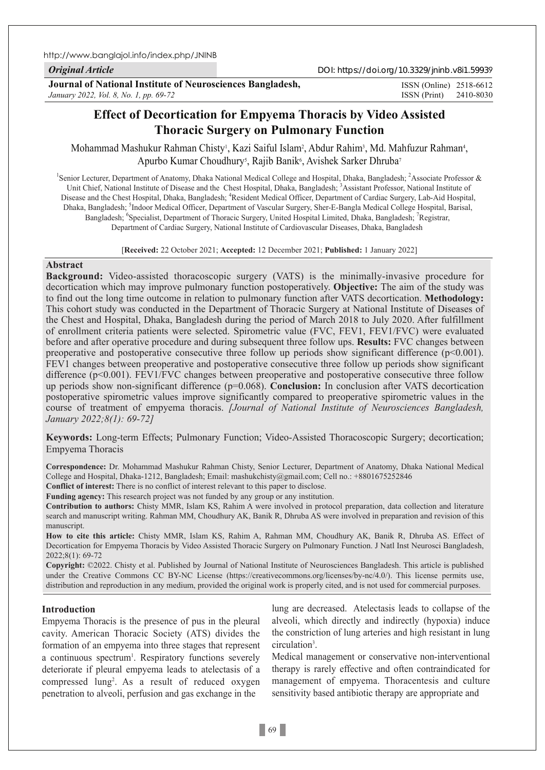*Original Article*

# Effect of Decortication for Empyema Thoracis by Video Assisted Thoracic Surgery on Pulmonary Function

Mohammad Mashukur Rahman Chisty[1], Kazi Saiful Islam[2], Abdur Rahim[3], Md. Mahfuzur Rahman[4], Apurbo Kumar Choudhury[5], Rajib Banik[6], Avishek Sarker Dhruba[7]

[1]Senior Lecturer, Department of Anatomy, Dhaka National Medical College and Hospital, Dhaka, Bangladesh; [2]Associate Professor & Unit Chief, National Institute of Disease and the Chest Hospital, Dhaka, Bangladesh; [3]Assistant Professor, National Institute of Disease and the Chest Hospital, Dhaka, Bangladesh; [4]Resident Medical Officer, Department of Cardiac Surgery, Lab-Aid Hospital, Dhaka, Bangladesh; [5]Indoor Medical Officer, Department of Vascular Surgery, Sher-E-Bangla Medical College Hospital, Barisal, Bangladesh; [6]Specialist, Department of Thoracic Surgery, United Hospital Limited, Dhaka, Bangladesh; [7]Registrar, Department of Cardiac Surgery, National Institute of Cardiovascular Diseases, Dhaka, Bangladesh

[**Received:** 22 October 2021; **Accepted:** 12 December 2021; **Published:** 1 January 2022]

## Abstract

**Background:** Video-assisted thoracoscopic surgery (VATS) is the minimally-invasive procedure for decortication which may improve pulmonary function postoperatively. **Objective:** The aim of the study was to find out the long time outcome in relation to pulmonary function after VATS decortication. **Methodology:** This cohort study was conducted in the Department of Thoracic Surgery at National Institute of Diseases of the Chest and Hospital, Dhaka, Bangladesh during the period of March 2018 to July 2020. After fulfillment of enrollment criteria patients were selected. Spirometric value (FVC, FEV1, FEV1/FVC) were evaluated before and after operative procedure and during subsequent three follow ups. **Results:** FVC changes between preoperative and postoperative consecutive three follow up periods show significant difference ($p<0.001$). FEV1 changes between preoperative and postoperative consecutive three follow up periods show significant difference ($p<0.001$). FEV1/FVC changes between preoperative and postoperative consecutive three follow up periods show non-significant difference ($p=0.068$). **Conclusion:** In conclusion after VATS decortication postoperative spirometric values improve significantly compared to preoperative spirometric values in the course of treatment of empyema thoracis. *[Journal of National Institute of Neurosciences Bangladesh, January 2022;8(1): 69-72]*

**Keywords:** Long-term Effects; Pulmonary Function; Video-Assisted Thoracoscopic Surgery; decortication; Empyema Thoracis

**Correspondence:** Dr. Mohammad Mashukur Rahman Chisty, Senior Lecturer, Department of Anatomy, Dhaka National Medical College and Hospital, Dhaka-1212, Bangladesh; Email: mashukchisty@gmail.com; Cell no.: +8801675252846

**Conflict of interest:** There is no conflict of interest relevant to this paper to disclose.

**Funding agency:** This research project was not funded by any group or any institution.

**Contribution to authors:** Chisty MMR, Islam KS, Rahim A were involved in protocol preparation, data collection and literature search and manuscript writing. Rahman MM, Choudhury AK, Banik R, Dhruba AS were involved in preparation and revision of this manuscript.

**How to cite this article:** Chisty MMR, Islam KS, Rahim A, Rahman MM, Choudhury AK, Banik R, Dhruba AS. Effect of Decortication for Empyema Thoracis by Video Assisted Thoracic Surgery on Pulmonary Function. J Natl Inst Neurosci Bangladesh, 2022;8(1): 69-72

**Copyright:** ©2022. Chisty et al. Published by Journal of National Institute of Neurosciences Bangladesh. This article is published under the Creative Commons CC BY-NC License (https://creativecommons.org/licenses/by-nc/4.0/). This license permits use, distribution and reproduction in any medium, provided the original work is properly cited, and is not used for commercial purposes.

## Introduction

Empyema Thoracis is the presence of pus in the pleural cavity. American Thoracic Society (ATS) divides the formation of an empyema into three stages that represent a continuous spectrum[1]. Respiratory functions severely deteriorate if pleural empyema leads to atelectasis of a compressed lung[2]. As a result of reduced oxygen penetration to alveoli, perfusion and gas exchange in the lung are decreased. Atelectasis leads to collapse of the alveoli, which directly and indirectly (hypoxia) induce the constriction of lung arteries and high resistant in lung circulation[3].

Medical management or conservative non-interventional therapy is rarely effective and often contraindicated for management of empyema. Thoracentesis and culture sensitivity based antibiotic therapy are appropriate and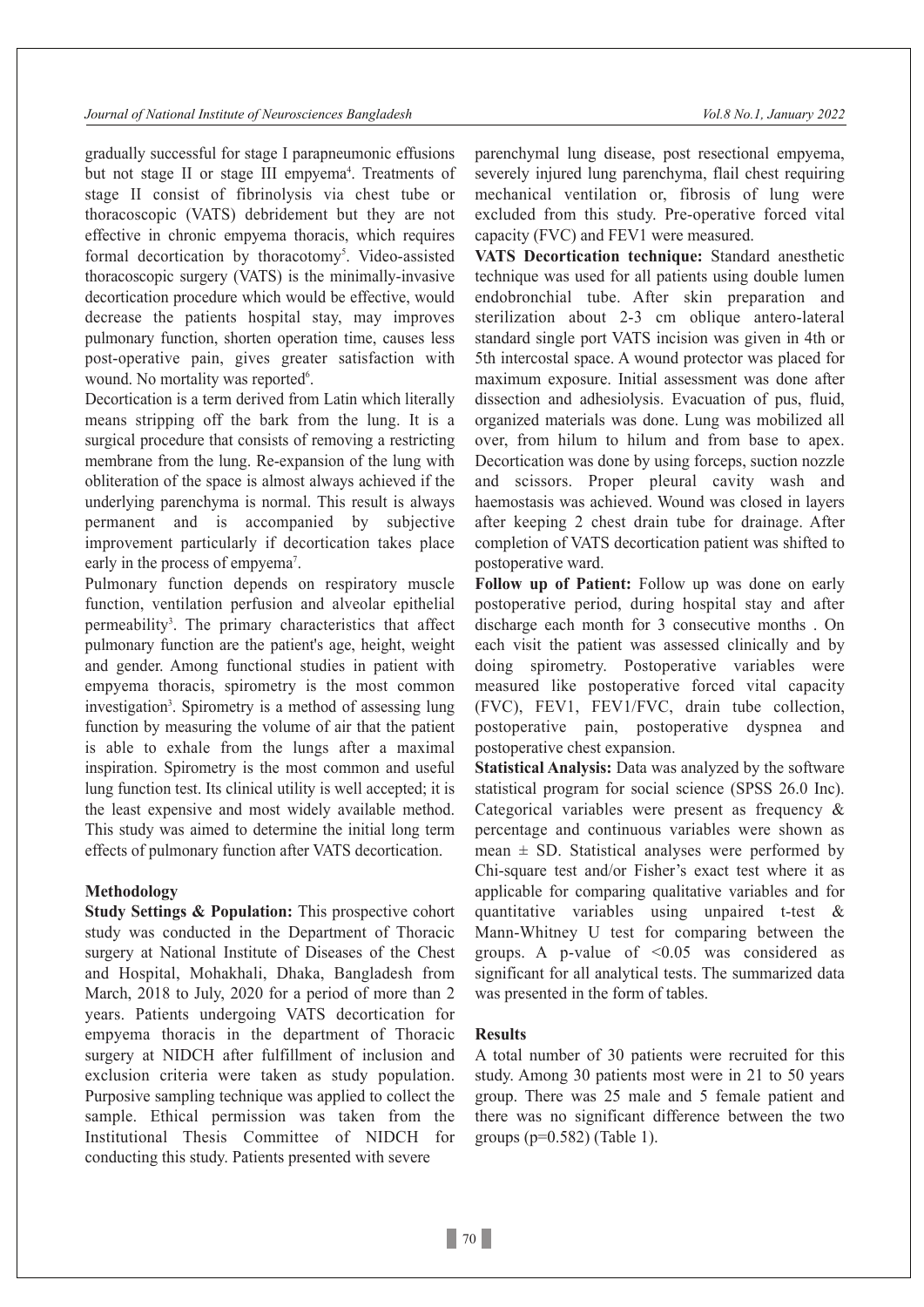gradually successful for stage I parapneumonic effusions but not stage II or stage III empyema[4]. Treatments of stage II consist of fibrinolysis via chest tube or thoracoscopic (VATS) debridement but they are not effective in chronic empyema thoracis, which requires formal decortication by thoracotomy[5]. Video-assisted thoracoscopic surgery (VATS) is the minimally-invasive decortication procedure which would be effective, would decrease the patients hospital stay, may improves pulmonary function, shorten operation time, causes less post-operative pain, gives greater satisfaction with wound. No mortality was reported[6].

Decortication is a term derived from Latin which literally means stripping off the bark from the lung. It is a surgical procedure that consists of removing a restricting membrane from the lung. Re-expansion of the lung with obliteration of the space is almost always achieved if the underlying parenchyma is normal. This result is always permanent and is accompanied by subjective improvement particularly if decortication takes place early in the process of empyema[7].

Pulmonary function depends on respiratory muscle function, ventilation perfusion and alveolar epithelial permeability[3]. The primary characteristics that affect pulmonary function are the patient's age, height, weight and gender. Among functional studies in patient with empyema thoracis, spirometry is the most common investigation[3]. Spirometry is a method of assessing lung function by measuring the volume of air that the patient is able to exhale from the lungs after a maximal inspiration. Spirometry is the most common and useful lung function test. Its clinical utility is well accepted; it is the least expensive and most widely available method. This study was aimed to determine the initial long term effects of pulmonary function after VATS decortication.

## Methodology

**Study Settings & Population:** This prospective cohort study was conducted in the Department of Thoracic surgery at National Institute of Diseases of the Chest and Hospital, Mohakhali, Dhaka, Bangladesh from March, 2018 to July, 2020 for a period of more than 2 years. Patients undergoing VATS decortication for empyema thoracis in the department of Thoracic surgery at NIDCH after fulfillment of inclusion and exclusion criteria were taken as study population. Purposive sampling technique was applied to collect the sample. Ethical permission was taken from the Institutional Thesis Committee of NIDCH for conducting this study. Patients presented with severe parenchymal lung disease, post resectional empyema, severely injured lung parenchyma, flail chest requiring mechanical ventilation or, fibrosis of lung were excluded from this study. Pre-operative forced vital capacity (FVC) and FEV1 were measured.

**VATS Decortication technique:** Standard anesthetic technique was used for all patients using double lumen endobronchial tube. After skin preparation and sterilization about 2-3 cm oblique antero-lateral standard single port VATS incision was given in 4th or 5th intercostal space. A wound protector was placed for maximum exposure. Initial assessment was done after dissection and adhesiolysis. Evacuation of pus, fluid, organized materials was done. Lung was mobilized all over, from hilum to hilum and from base to apex. Decortication was done by using forceps, suction nozzle and scissors. Proper pleural cavity wash and haemostasis was achieved. Wound was closed in layers after keeping 2 chest drain tube for drainage. After completion of VATS decortication patient was shifted to postoperative ward.

**Follow up of Patient:** Follow up was done on early postoperative period, during hospital stay and after discharge each month for 3 consecutive months . On each visit the patient was assessed clinically and by doing spirometry. Postoperative variables were measured like postoperative forced vital capacity (FVC), FEV1, FEV1/FVC, drain tube collection, postoperative pain, postoperative dyspnea and postoperative chest expansion.

**Statistical Analysis:** Data was analyzed by the software statistical program for social science (SPSS 26.0 Inc). Categorical variables were present as frequency & percentage and continuous variables were shown as mean ± SD. Statistical analyses were performed by Chi-square test and/or Fisher's exact test where it as applicable for comparing qualitative variables and for quantitative variables using unpaired t-test & Mann-Whitney U test for comparing between the groups. A p-value of <0.05 was considered as significant for all analytical tests. The summarized data was presented in the form of tables.

## Results

A total number of 30 patients were recruited for this study. Among 30 patients most were in 21 to 50 years group. There was 25 male and 5 female patient and there was no significant difference between the two groups (p=0.582) (Table 1).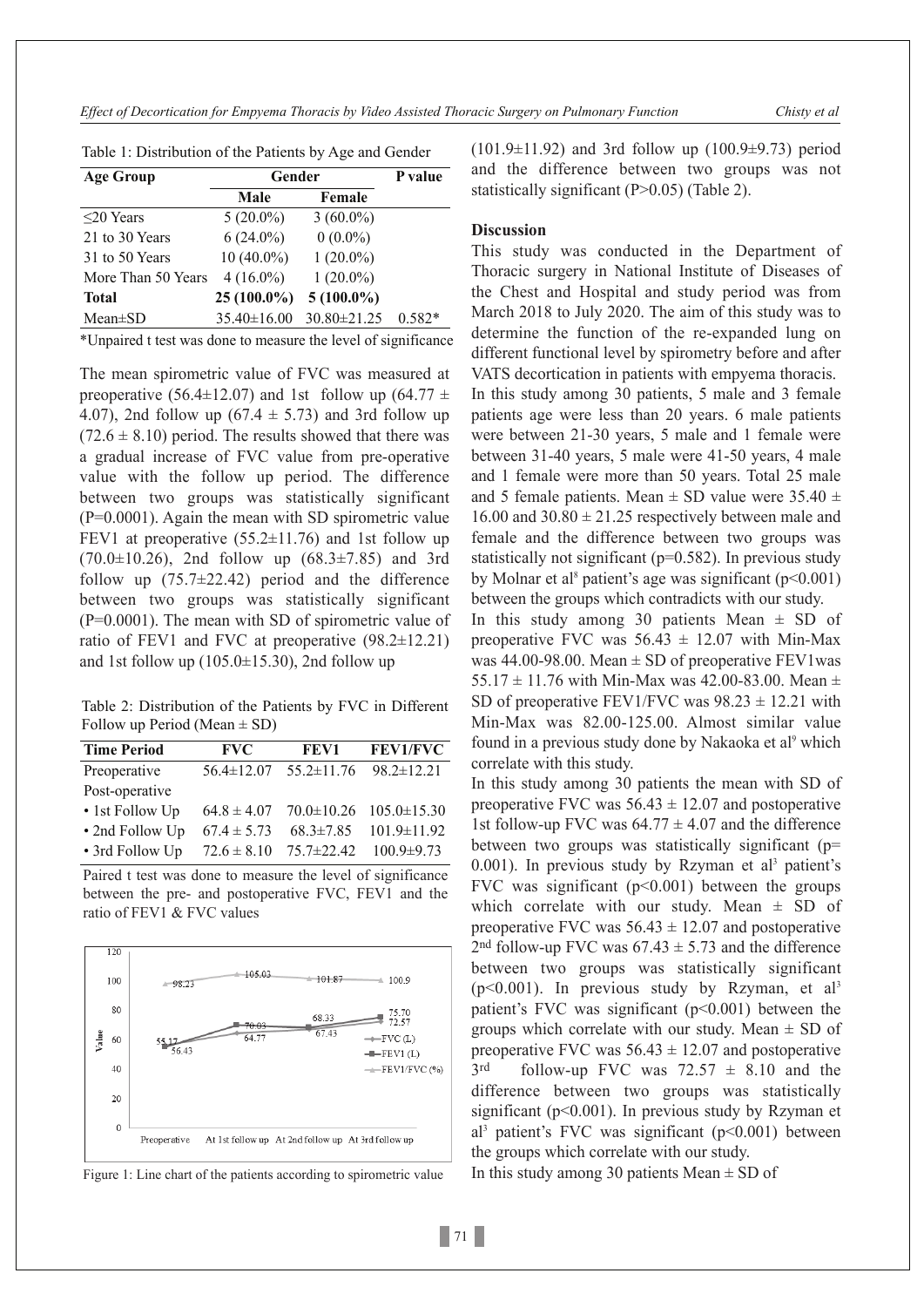Table 1: Distribution of the Patients by Age and Gender

| Age Group | Gender | | P value |
|---|---|---|---|
| | Male | Female | |
| ≤20 Years | 5 (20.0%) | 3 (60.0%) | |
| 21 to 30 Years | 6 (24.0%) | 0 (0.0%) | |
| 31 to 50 Years | 10 (40.0%) | 1 (20.0%) | |
| More Than 50 Years | 4 (16.0%) | 1 (20.0%) | |
| **Total** | **25 (100.0%)** | **5 (100.0%)** | |
| Mean±SD | 35.40±16.00 | 30.80±21.25 | 0.582* |

*Unpaired t test was done to measure the level of significance

The mean spirometric value of FVC was measured at preoperative (56.4±12.07) and 1st follow up (64.77 ± 4.07), 2nd follow up (67.4 ± 5.73) and 3rd follow up (72.6 ± 8.10) period. The results showed that there was a gradual increase of FVC value from pre-operative value with the follow up period. The difference between two groups was statistically significant (P=0.0001). Again the mean with SD spirometric value FEV1 at preoperative (55.2±11.76) and 1st follow up (70.0±10.26), 2nd follow up (68.3±7.85) and 3rd follow up (75.7±22.42) period and the difference between two groups was statistically significant (P=0.0001). The mean with SD of spirometric value of ratio of FEV1 and FVC at preoperative (98.2±12.21) and 1st follow up (105.0±15.30), 2nd follow up (101.9±11.92) and 3rd follow up (100.9±9.73) period and the difference between two groups was not statistically significant (P>0.05) (Table 2).

Table 2: Distribution of the Patients by FVC in Different Follow up Period (Mean ± SD)

| Time Period | FVC | FEV1 | FEV1/FVC |
|---|---|---|---|
| Preoperative | 56.4±12.07 | 55.2±11.76 | 98.2±12.21 |
| Post-operative | | | |
| • 1st Follow Up | 64.8 ± 4.07 | 70.0±10.26 | 105.0±15.30 |
| • 2nd Follow Up | 67.4 ± 5.73 | 68.3±7.85 | 101.9±11.92 |
| • 3rd Follow Up | 72.6 ± 8.10 | 75.7±22.42 | 100.9±9.73 |

Paired t test was done to measure the level of significance between the pre- and postoperative FVC, FEV1 and the ratio of FEV1 & FVC values

Figure 1: Line chart of the patients according to spirometric value

## Discussion

This study was conducted in the Department of Thoracic surgery in National Institute of Diseases of the Chest and Hospital and study period was from March 2018 to July 2020. The aim of this study was to determine the function of the re-expanded lung on different functional level by spirometry before and after VATS decortication in patients with empyema thoracis.

In this study among 30 patients, 5 male and 3 female patients age were less than 20 years. 6 male patients were between 21-30 years, 5 male and 1 female were between 31-40 years, 5 male were 41-50 years, 4 male and 1 female were more than 50 years. Total 25 male and 5 female patients. Mean ± SD value were 35.40 ± 16.00 and 30.80 ± 21.25 respectively between male and female and the difference between two groups was statistically not significant (p=0.582). In previous study by Molnar et al[8] patient's age was significant (p<0.001) between the groups which contradicts with our study.

In this study among 30 patients Mean ± SD of preoperative FVC was 56.43 ± 12.07 with Min-Max was 44.00-98.00. Mean ± SD of preoperative FEV1was 55.17 ± 11.76 with Min-Max was 42.00-83.00. Mean ± SD of preoperative FEV1/FVC was 98.23 ± 12.21 with Min-Max was 82.00-125.00. Almost similar value found in a previous study done by Nakaoka et al[9] which correlate with this study.

In this study among 30 patients the mean with SD of preoperative FVC was 56.43 ± 12.07 and postoperative 1st follow-up FVC was 64.77 ± 4.07 and the difference between two groups was statistically significant (p= 0.001). In previous study by Rzyman et al[3] patient's FVC was significant (p<0.001) between the groups which correlate with our study. Mean ± SD of preoperative FVC was 56.43 ± 12.07 and postoperative 2nd follow-up FVC was 67.43 ± 5.73 and the difference between two groups was statistically significant (p<0.001). In previous study by Rzyman, et al[3] patient's FVC was significant (p<0.001) between the groups which correlate with our study. Mean ± SD of preoperative FVC was 56.43 ± 12.07 and postoperative 3rd follow-up FVC was 72.57 ± 8.10 and the difference between two groups was statistically significant (p<0.001). In previous study by Rzyman et al[3] patient's FVC was significant (p<0.001) between the groups which correlate with our study.

In this study among 30 patients Mean ± SD of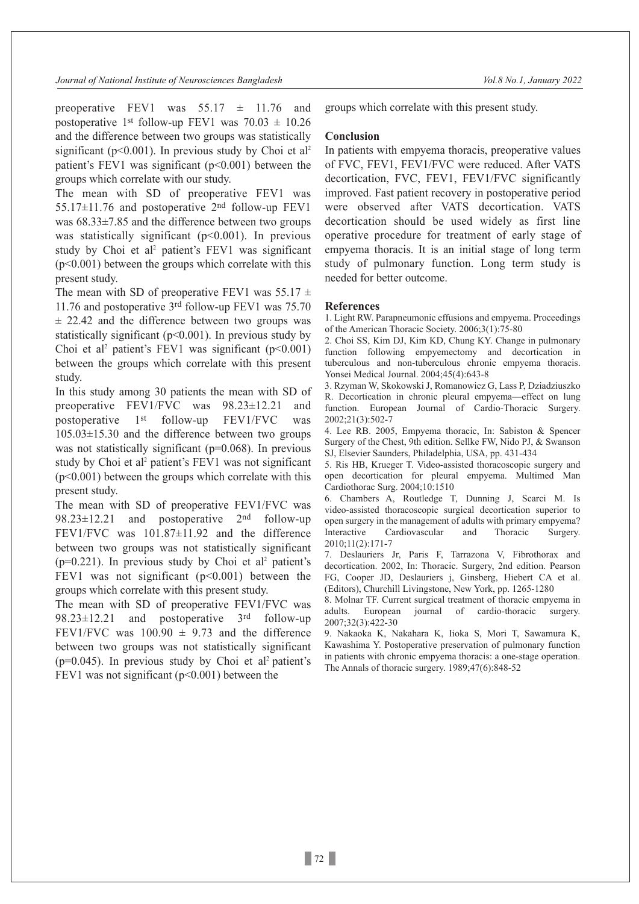preoperative FEV1 was $55.17 \pm 11.76$ and postoperative 1st follow-up FEV1 was $70.03 \pm 10.26$ and the difference between two groups was statistically significant ($p<0.001$). In previous study by Choi et al[2] patient's FEV1 was significant ($p<0.001$) between the groups which correlate with our study.

The mean with SD of preoperative FEV1 was $55.17\pm11.76$ and postoperative 2nd follow-up FEV1 was $68.33\pm7.85$ and the difference between two groups was statistically significant ($p<0.001$). In previous study by Choi et al[2] patient's FEV1 was significant ($p<0.001$) between the groups which correlate with this present study.

The mean with SD of preoperative FEV1 was $55.17 \pm 11.76$ and postoperative 3rd follow-up FEV1 was $75.70 \pm 22.42$ and the difference between two groups was statistically significant ($p<0.001$). In previous study by Choi et al[2] patient's FEV1 was significant ($p<0.001$) between the groups which correlate with this present study.

In this study among 30 patients the mean with SD of preoperative FEV1/FVC was $98.23\pm12.21$ and postoperative 1st follow-up FEV1/FVC was $105.03\pm15.30$ and the difference between two groups was not statistically significant ($p=0.068$). In previous study by Choi et al[2] patient's FEV1 was not significant ($p<0.001$) between the groups which correlate with this present study.

The mean with SD of preoperative FEV1/FVC was $98.23\pm12.21$ and postoperative 2nd follow-up FEV1/FVC was $101.87\pm11.92$ and the difference between two groups was not statistically significant ($p=0.221$). In previous study by Choi et al[2] patient's FEV1 was not significant ($p<0.001$) between the groups which correlate with this present study.

The mean with SD of preoperative FEV1/FVC was $98.23\pm12.21$ and postoperative 3rd follow-up FEV1/FVC was $100.90 \pm 9.73$ and the difference between two groups was not statistically significant ($p=0.045$). In previous study by Choi et al[2] patient's FEV1 was not significant ($p<0.001$) between the groups which correlate with this present study.

## Conclusion

In patients with empyema thoracis, preoperative values of FVC, FEV1, FEV1/FVC were reduced. After VATS decortication, FVC, FEV1, FEV1/FVC significantly improved. Fast patient recovery in postoperative period were observed after VATS decortication. VATS decortication should be used widely as first line operative procedure for treatment of early stage of empyema thoracis. It is an initial stage of long term study of pulmonary function. Long term study is needed for better outcome.

## References

1. Light RW. Parapneumonic effusions and empyema. Proceedings of the American Thoracic Society. 2006;3(1):75-80
2. Choi SS, Kim DJ, Kim KD, Chung KY. Change in pulmonary function following empyemectomy and decortication in tuberculous and non-tuberculous chronic empyema thoracis. Yonsei Medical Journal. 2004;45(4):643-8
3. Rzyman W, Skokowski J, Romanowicz G, Lass P, Dziadziuszko R. Decortication in chronic pleural empyema—effect on lung function. European Journal of Cardio-Thoracic Surgery. 2002;21(3):502-7
4. Lee RB. 2005, Empyema thoracic, In: Sabiston & Spencer Surgery of the Chest, 9th edition. Sellke FW, Nido PJ, & Swanson SJ, Elsevier Saunders, Philadelphia, USA, pp. 431-434
5. Ris HB, Krueger T. Video-assisted thoracoscopic surgery and open decortication for pleural empyema. Multimed Man Cardiothorac Surg. 2004;10:1510
6. Chambers A, Routledge T, Dunning J, Scarci M. Is video-assisted thoracoscopic surgical decortication superior to open surgery in the management of adults with primary empyema? Interactive Cardiovascular and Thoracic Surgery. 2010;11(2):171-7
7. Deslauriers Jr, Paris F, Tarrazona V, Fibrothorax and decortication. 2002, In: Thoracic. Surgery, 2nd edition. Pearson FG, Cooper JD, Deslauriers j, Ginsberg, Hiebert CA et al. (Editors), Churchill Livingstone, New York, pp. 1265-1280
8. Molnar TF. Current surgical treatment of thoracic empyema in adults. European journal of cardio-thoracic surgery. 2007;32(3):422-30
9. Nakaoka K, Nakahara K, Iioka S, Mori T, Sawamura K, Kawashima Y. Postoperative preservation of pulmonary function in patients with chronic empyema thoracis: a one-stage operation. The Annals of thoracic surgery. 1989;47(6):848-52